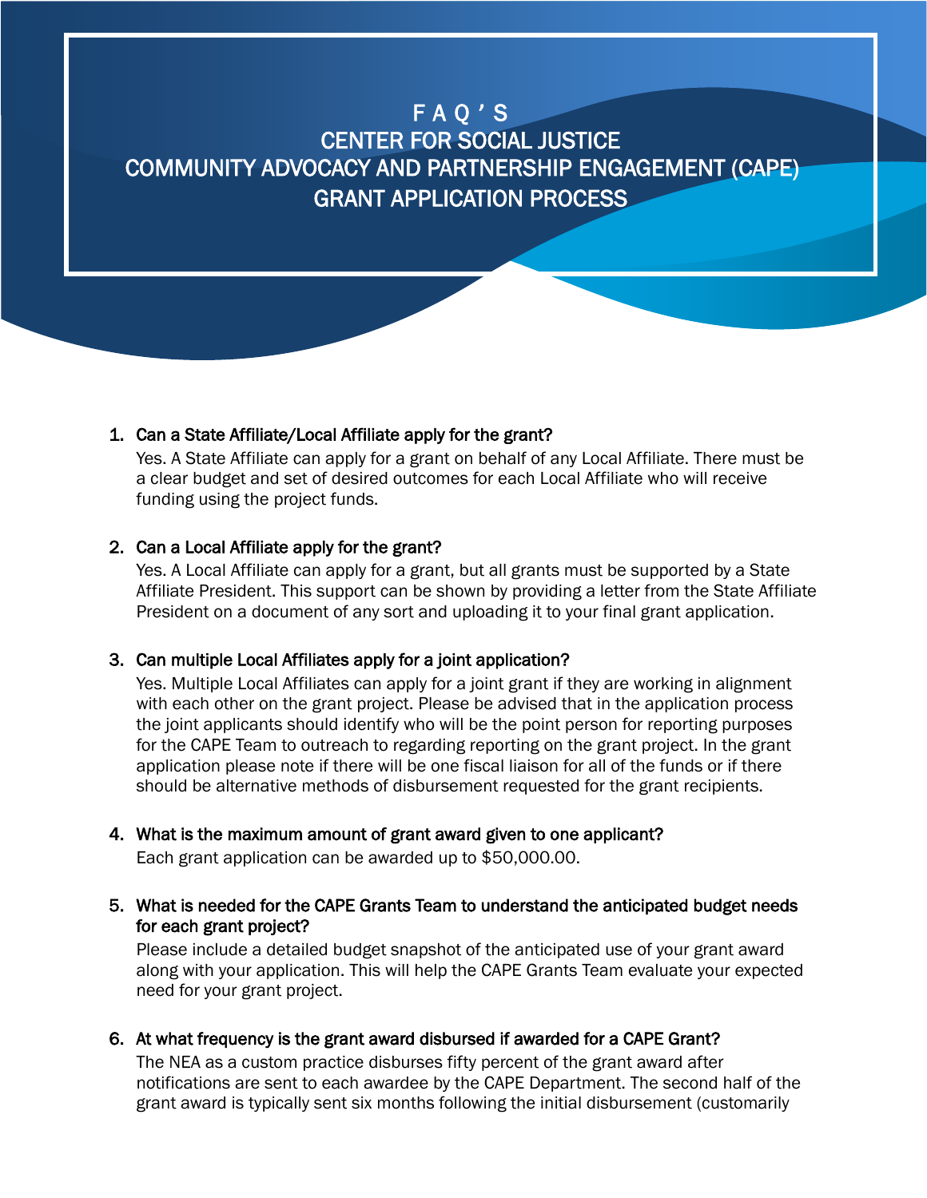# F A Q ' S
# CENTER FOR SOCIAL JUSTICE
# COMMUNITY ADVOCACY AND PARTNERSHIP ENGAGEMENT (CAPE)
# GRANT APPLICATION PROCESS

1. **Can a State Affiliate/Local Affiliate apply for the grant?**
   Yes. A State Affiliate can apply for a grant on behalf of any Local Affiliate. There must be a clear budget and set of desired outcomes for each Local Affiliate who will receive funding using the project funds.

2. **Can a Local Affiliate apply for the grant?**
   Yes. A Local Affiliate can apply for a grant, but all grants must be supported by a State Affiliate President. This support can be shown by providing a letter from the State Affiliate President on a document of any sort and uploading it to your final grant application.

3. **Can multiple Local Affiliates apply for a joint application?**
   Yes. Multiple Local Affiliates can apply for a joint grant if they are working in alignment with each other on the grant project. Please be advised that in the application process the joint applicants should identify who will be the point person for reporting purposes for the CAPE Team to outreach to regarding reporting on the grant project. In the grant application please note if there will be one fiscal liaison for all of the funds or if there should be alternative methods of disbursement requested for the grant recipients.

4. **What is the maximum amount of grant award given to one applicant?**
   Each grant application can be awarded up to $50,000.00.

5. **What is needed for the CAPE Grants Team to understand the anticipated budget needs for each grant project?**
   Please include a detailed budget snapshot of the anticipated use of your grant award along with your application. This will help the CAPE Grants Team evaluate your expected need for your grant project.

6. **At what frequency is the grant award disbursed if awarded for a CAPE Grant?**
   The NEA as a custom practice disburses fifty percent of the grant award after notifications are sent to each awardee by the CAPE Department. The second half of the grant award is typically sent six months following the initial disbursement (customarily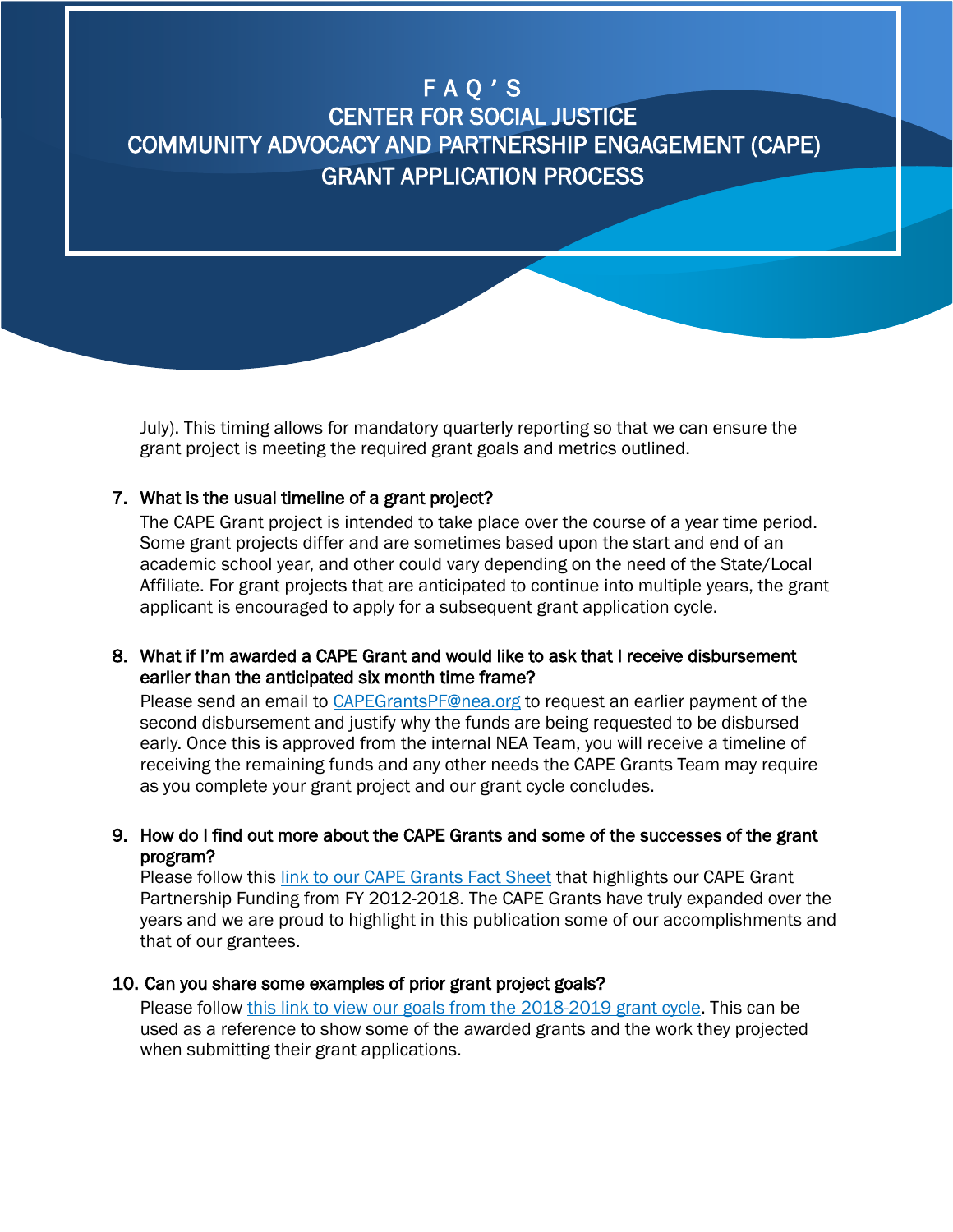# FAQ'S
# CENTER FOR SOCIAL JUSTICE
# COMMUNITY ADVOCACY AND PARTNERSHIP ENGAGEMENT (CAPE)
# GRANT APPLICATION PROCESS

July). This timing allows for mandatory quarterly reporting so that we can ensure the grant project is meeting the required grant goals and metrics outlined.

7. **What is the usual timeline of a grant project?**
   The CAPE Grant project is intended to take place over the course of a year time period. Some grant projects differ and are sometimes based upon the start and end of an academic school year, and other could vary depending on the need of the State/Local Affiliate. For grant projects that are anticipated to continue into multiple years, the grant applicant is encouraged to apply for a subsequent grant application cycle.

8. **What if I'm awarded a CAPE Grant and would like to ask that I receive disbursement earlier than the anticipated six month time frame?**
   Please send an email to [CAPEGrantsPF@nea.org](mailto:CAPEGrantsPF@nea.org) to request an earlier payment of the second disbursement and justify why the funds are being requested to be disbursed early. Once this is approved from the internal NEA Team, you will receive a timeline of receiving the remaining funds and any other needs the CAPE Grants Team may require as you complete your grant project and our grant cycle concludes.

9. **How do I find out more about the CAPE Grants and some of the successes of the grant program?**
   Please follow this link to our CAPE Grants Fact Sheet that highlights our CAPE Grant Partnership Funding from FY 2012-2018. The CAPE Grants have truly expanded over the years and we are proud to highlight in this publication some of our accomplishments and that of our grantees.

10. **Can you share some examples of prior grant project goals?**
    Please follow this link to view our goals from the 2018-2019 grant cycle. This can be used as a reference to show some of the awarded grants and the work they projected when submitting their grant applications.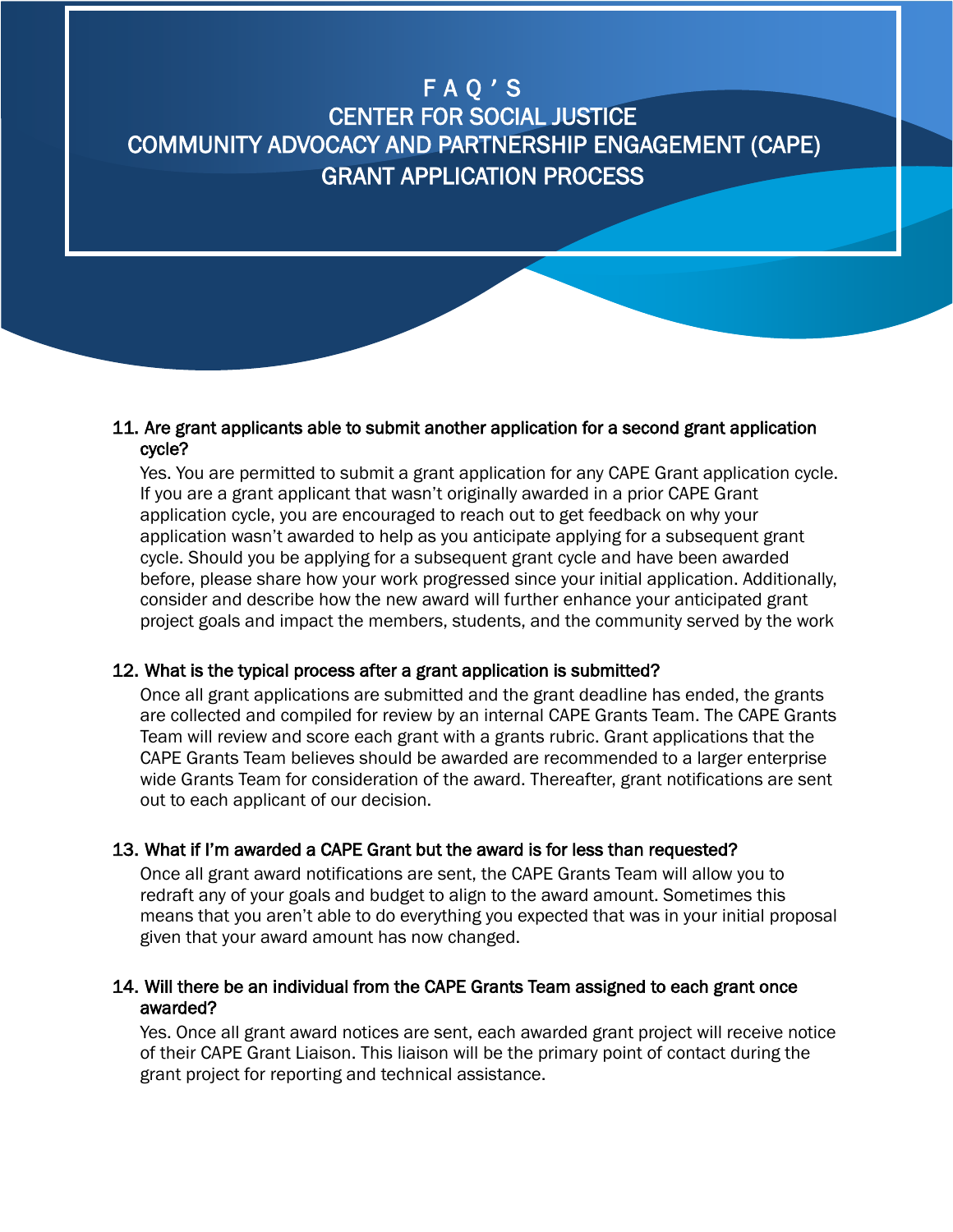# F A Q ' S
# CENTER FOR SOCIAL JUSTICE
# COMMUNITY ADVOCACY AND PARTNERSHIP ENGAGEMENT (CAPE)
# GRANT APPLICATION PROCESS

**11. Are grant applicants able to submit another application for a second grant application cycle?**

Yes. You are permitted to submit a grant application for any CAPE Grant application cycle. If you are a grant applicant that wasn't originally awarded in a prior CAPE Grant application cycle, you are encouraged to reach out to get feedback on why your application wasn't awarded to help as you anticipate applying for a subsequent grant cycle. Should you be applying for a subsequent grant cycle and have been awarded before, please share how your work progressed since your initial application. Additionally, consider and describe how the new award will further enhance your anticipated grant project goals and impact the members, students, and the community served by the work

**12. What is the typical process after a grant application is submitted?**

Once all grant applications are submitted and the grant deadline has ended, the grants are collected and compiled for review by an internal CAPE Grants Team. The CAPE Grants Team will review and score each grant with a grants rubric. Grant applications that the CAPE Grants Team believes should be awarded are recommended to a larger enterprise wide Grants Team for consideration of the award. Thereafter, grant notifications are sent out to each applicant of our decision.

**13. What if I'm awarded a CAPE Grant but the award is for less than requested?**

Once all grant award notifications are sent, the CAPE Grants Team will allow you to redraft any of your goals and budget to align to the award amount. Sometimes this means that you aren't able to do everything you expected that was in your initial proposal given that your award amount has now changed.

**14. Will there be an individual from the CAPE Grants Team assigned to each grant once awarded?**

Yes. Once all grant award notices are sent, each awarded grant project will receive notice of their CAPE Grant Liaison. This liaison will be the primary point of contact during the grant project for reporting and technical assistance.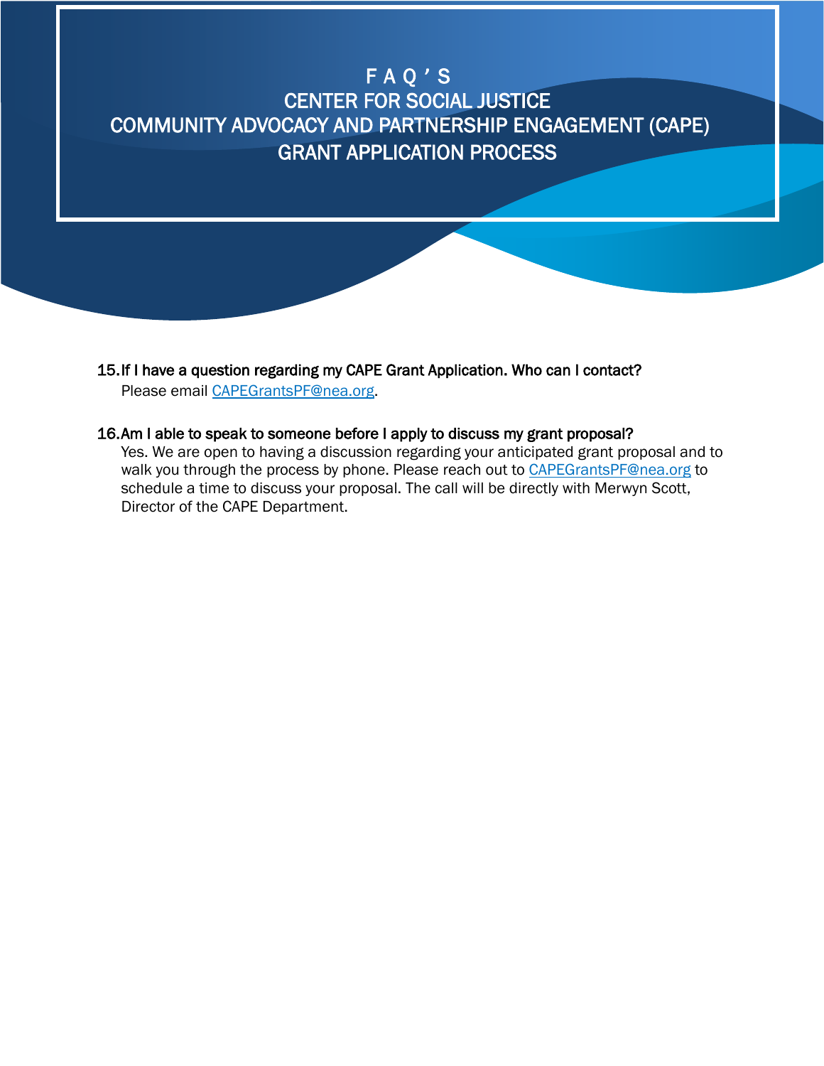# F A Q ' S
# CENTER FOR SOCIAL JUSTICE
# COMMUNITY ADVOCACY AND PARTNERSHIP ENGAGEMENT (CAPE)
# GRANT APPLICATION PROCESS

15. **If I have a question regarding my CAPE Grant Application. Who can I contact?**
    Please email CAPEGrantsPF@nea.org.

16. **Am I able to speak to someone before I apply to discuss my grant proposal?**
    Yes. We are open to having a discussion regarding your anticipated grant proposal and to walk you through the process by phone. Please reach out to CAPEGrantsPF@nea.org to schedule a time to discuss your proposal. The call will be directly with Merwyn Scott, Director of the CAPE Department.